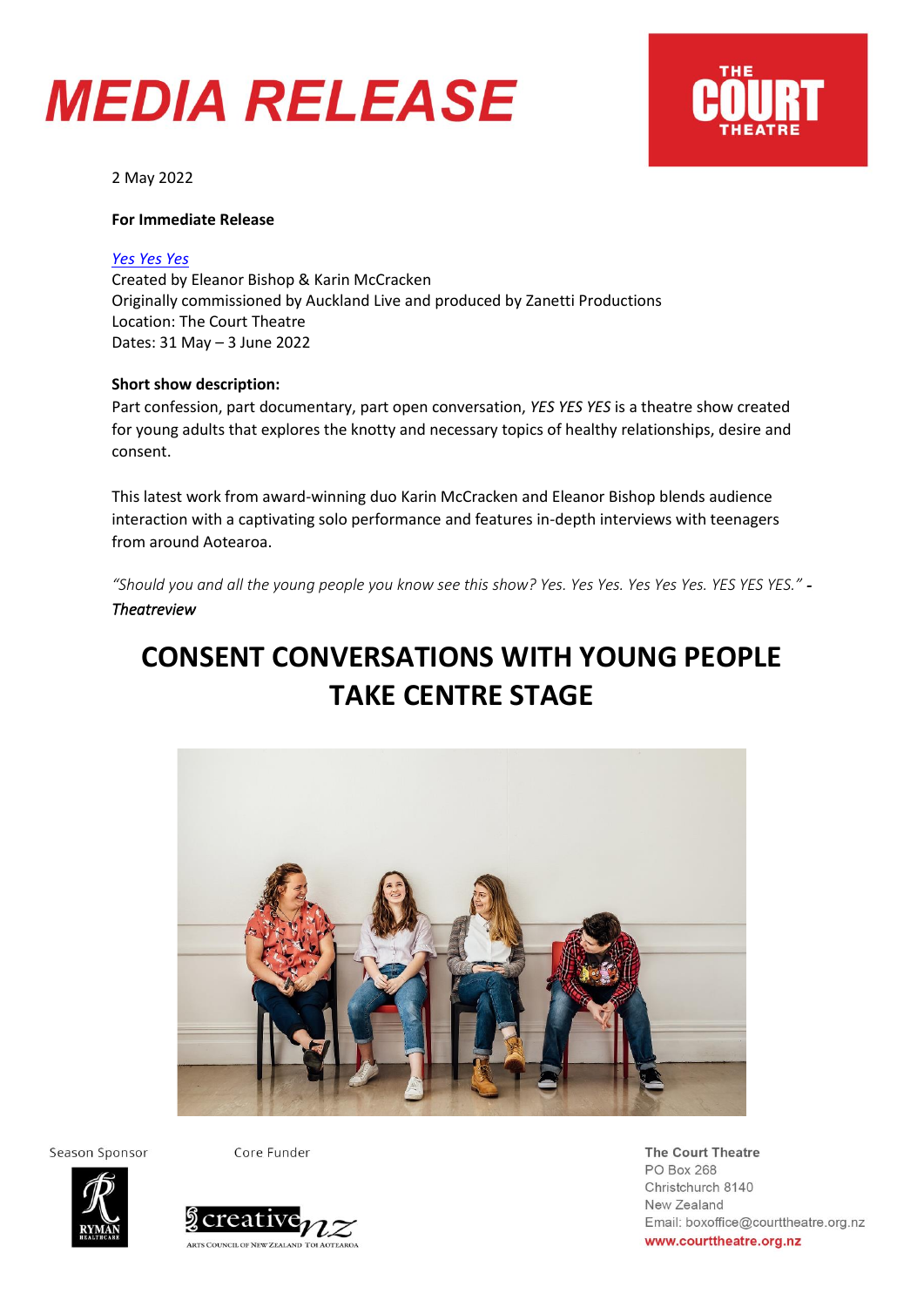# MEDIA RELEASE

2 May 2022

**For Immediate Release**

*Yes Yes Yes*
Created by Eleanor Bishop & Karin McCracken
Originally commissioned by Auckland Live and produced by Zanetti Productions
Location: The Court Theatre
Dates: 31 May – 3 June 2022

**Short show description:**
Part confession, part documentary, part open conversation, *YES YES YES* is a theatre show created for young adults that explores the knotty and necessary topics of healthy relationships, desire and consent.

This latest work from award-winning duo Karin McCracken and Eleanor Bishop blends audience interaction with a captivating solo performance and features in-depth interviews with teenagers from around Aotearoa.

*"Should you and all the young people you know see this show? Yes. Yes Yes. Yes Yes Yes. YES YES YES."* - ***Theatreview***

## CONSENT CONVERSATIONS WITH YOUNG PEOPLE TAKE CENTRE STAGE

Season Sponsor

Core Funder

**The Court Theatre**
PO Box 268
Christchurch 8140
New Zealand
Email: boxoffice@courttheatre.org.nz
**www.courttheatre.org.nz**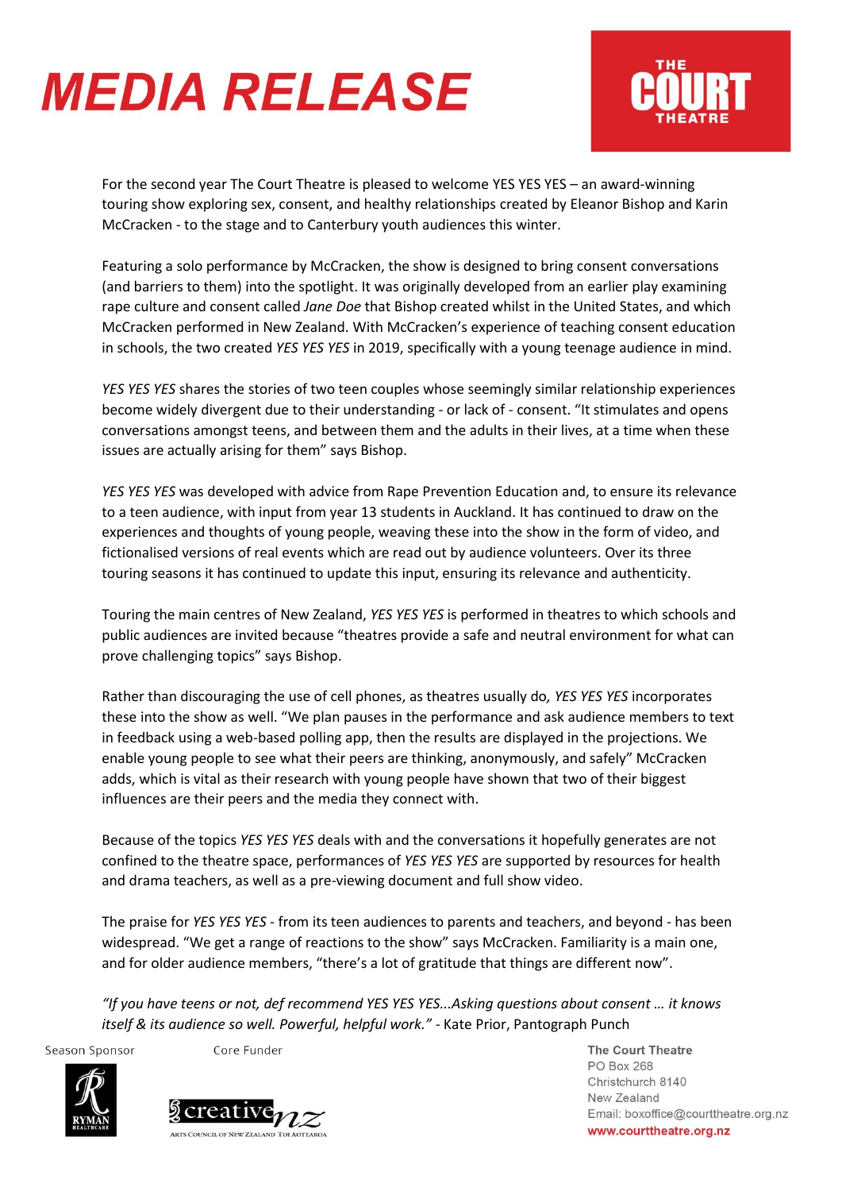# MEDIA RELEASE

For the second year The Court Theatre is pleased to welcome YES YES YES – an award-winning touring show exploring sex, consent, and healthy relationships created by Eleanor Bishop and Karin McCracken - to the stage and to Canterbury youth audiences this winter.

Featuring a solo performance by McCracken, the show is designed to bring consent conversations (and barriers to them) into the spotlight. It was originally developed from an earlier play examining rape culture and consent called *Jane Doe* that Bishop created whilst in the United States, and which McCracken performed in New Zealand. With McCracken's experience of teaching consent education in schools, the two created *YES YES YES* in 2019, specifically with a young teenage audience in mind.

*YES YES YES* shares the stories of two teen couples whose seemingly similar relationship experiences become widely divergent due to their understanding - or lack of - consent. "It stimulates and opens conversations amongst teens, and between them and the adults in their lives, at a time when these issues are actually arising for them" says Bishop.

*YES YES YES* was developed with advice from Rape Prevention Education and, to ensure its relevance to a teen audience, with input from year 13 students in Auckland. It has continued to draw on the experiences and thoughts of young people, weaving these into the show in the form of video, and fictionalised versions of real events which are read out by audience volunteers. Over its three touring seasons it has continued to update this input, ensuring its relevance and authenticity.

Touring the main centres of New Zealand, *YES YES YES* is performed in theatres to which schools and public audiences are invited because "theatres provide a safe and neutral environment for what can prove challenging topics" says Bishop.

Rather than discouraging the use of cell phones, as theatres usually do*, YES YES YES* incorporates these into the show as well. "We plan pauses in the performance and ask audience members to text in feedback using a web-based polling app, then the results are displayed in the projections. We enable young people to see what their peers are thinking, anonymously, and safely" McCracken adds, which is vital as their research with young people have shown that two of their biggest influences are their peers and the media they connect with.

Because of the topics *YES YES YES* deals with and the conversations it hopefully generates are not confined to the theatre space, performances of *YES YES YES* are supported by resources for health and drama teachers, as well as a pre-viewing document and full show video.

The praise for *YES YES YES* - from its teen audiences to parents and teachers, and beyond - has been widespread. "We get a range of reactions to the show" says McCracken. Familiarity is a main one, and for older audience members, "there's a lot of gratitude that things are different now".

*"If you have teens or not, def recommend YES YES YES...Asking questions about consent … it knows itself & its audience so well. Powerful, helpful work."* - Kate Prior, Pantograph Punch

Season Sponsor

Core Funder

The Court Theatre
PO Box 268
Christchurch 8140
New Zealand
Email: boxoffice@courttheatre.org.nz
www.courttheatre.org.nz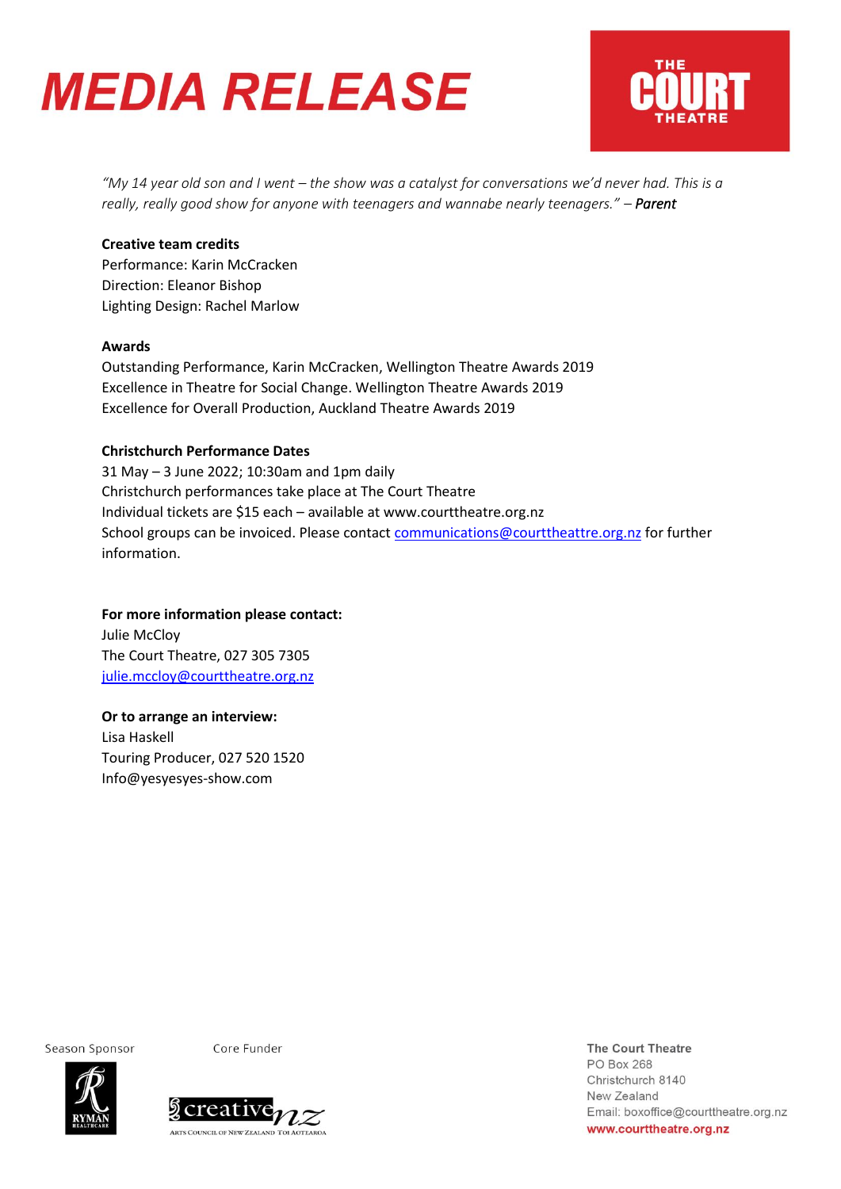# MEDIA RELEASE

*"My 14 year old son and I went – the show was a catalyst for conversations we'd never had. This is a really, really good show for anyone with teenagers and wannabe nearly teenagers." – **Parent***

**Creative team credits**
Performance: Karin McCracken
Direction: Eleanor Bishop
Lighting Design: Rachel Marlow

**Awards**
Outstanding Performance, Karin McCracken, Wellington Theatre Awards 2019
Excellence in Theatre for Social Change. Wellington Theatre Awards 2019
Excellence for Overall Production, Auckland Theatre Awards 2019

**Christchurch Performance Dates**
31 May – 3 June 2022; 10:30am and 1pm daily
Christchurch performances take place at The Court Theatre
Individual tickets are $15 each – available at www.courttheatre.org.nz
School groups can be invoiced. Please contact communications@courttheatre.org.nz for further information.

**For more information please contact:**
Julie McCloy
The Court Theatre, 027 305 7305
julie.mccloy@courttheatre.org.nz

**Or to arrange an interview:**
Lisa Haskell
Touring Producer, 027 520 1520
Info@yesyesyes-show.com

Season Sponsor

Core Funder

**The Court Theatre**
PO Box 268
Christchurch 8140
New Zealand
Email: boxoffice@courttheatre.org.nz
**www.courttheatre.org.nz**